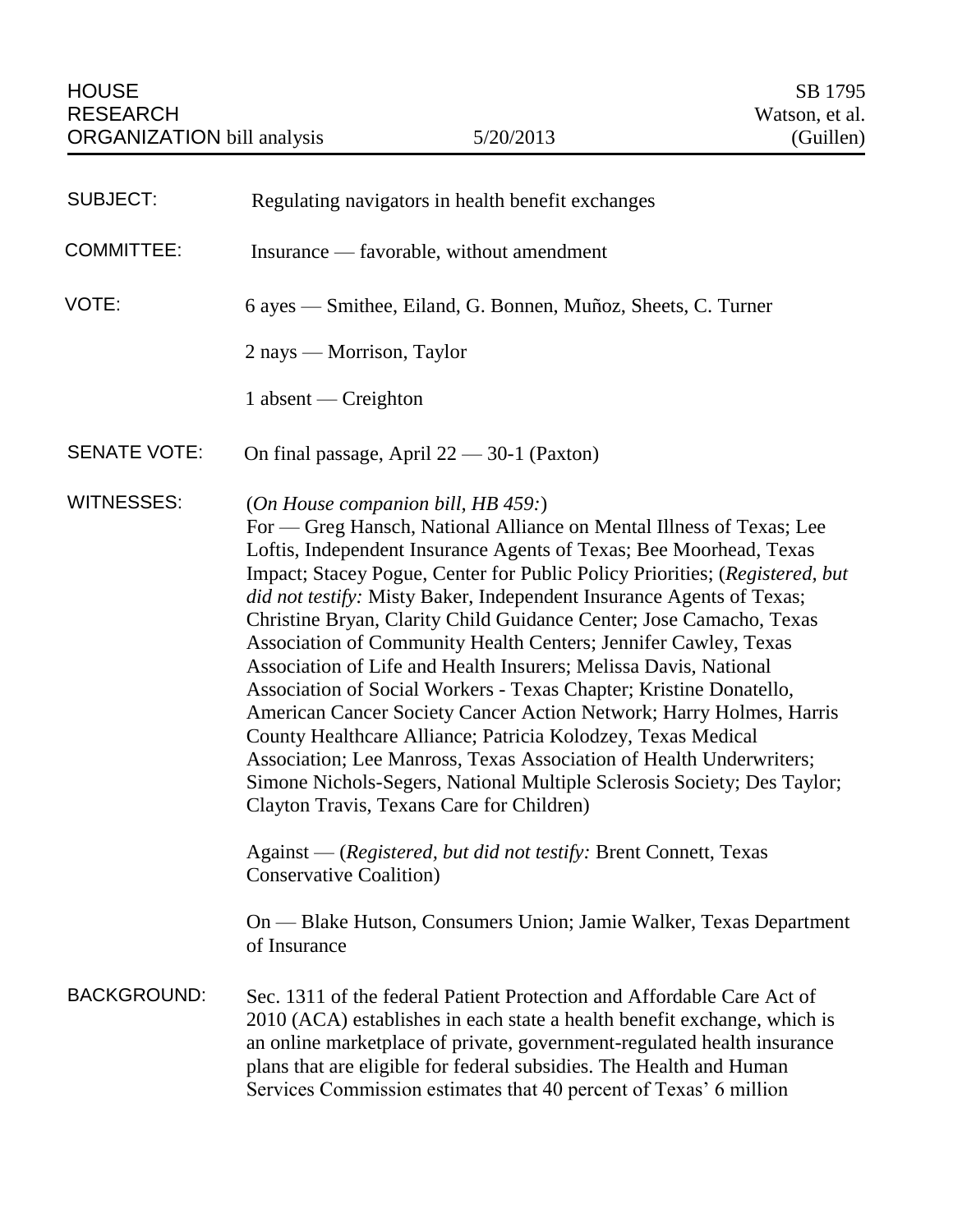HOUSE RESEARCH ORGANIZATION bill analysis — 5/20/2013 — SB 1795 Watson, et al. (Guillen)

**SUBJECT:** Regulating navigators in health benefit exchanges

**COMMITTEE:** Insurance — favorable, without amendment

**VOTE:** 6 ayes — Smithee, Eiland, G. Bonnen, Muñoz, Sheets, C. Turner

2 nays — Morrison, Taylor

1 absent — Creighton

**SENATE VOTE:** On final passage, April 22 — 30-1 (Paxton)

**WITNESSES:** (*On House companion bill, HB 459:*)
For — Greg Hansch, National Alliance on Mental Illness of Texas; Lee Loftis, Independent Insurance Agents of Texas; Bee Moorhead, Texas Impact; Stacey Pogue, Center for Public Policy Priorities; (*Registered, but did not testify:* Misty Baker, Independent Insurance Agents of Texas; Christine Bryan, Clarity Child Guidance Center; Jose Camacho, Texas Association of Community Health Centers; Jennifer Cawley, Texas Association of Life and Health Insurers; Melissa Davis, National Association of Social Workers - Texas Chapter; Kristine Donatello, American Cancer Society Cancer Action Network; Harry Holmes, Harris County Healthcare Alliance; Patricia Kolodzey, Texas Medical Association; Lee Manross, Texas Association of Health Underwriters; Simone Nichols-Segers, National Multiple Sclerosis Society; Des Taylor; Clayton Travis, Texans Care for Children)

Against — (*Registered, but did not testify:* Brent Connett, Texas Conservative Coalition)

On — Blake Hutson, Consumers Union; Jamie Walker, Texas Department of Insurance

**BACKGROUND:** Sec. 1311 of the federal Patient Protection and Affordable Care Act of 2010 (ACA) establishes in each state a health benefit exchange, which is an online marketplace of private, government-regulated health insurance plans that are eligible for federal subsidies. The Health and Human Services Commission estimates that 40 percent of Texas' 6 million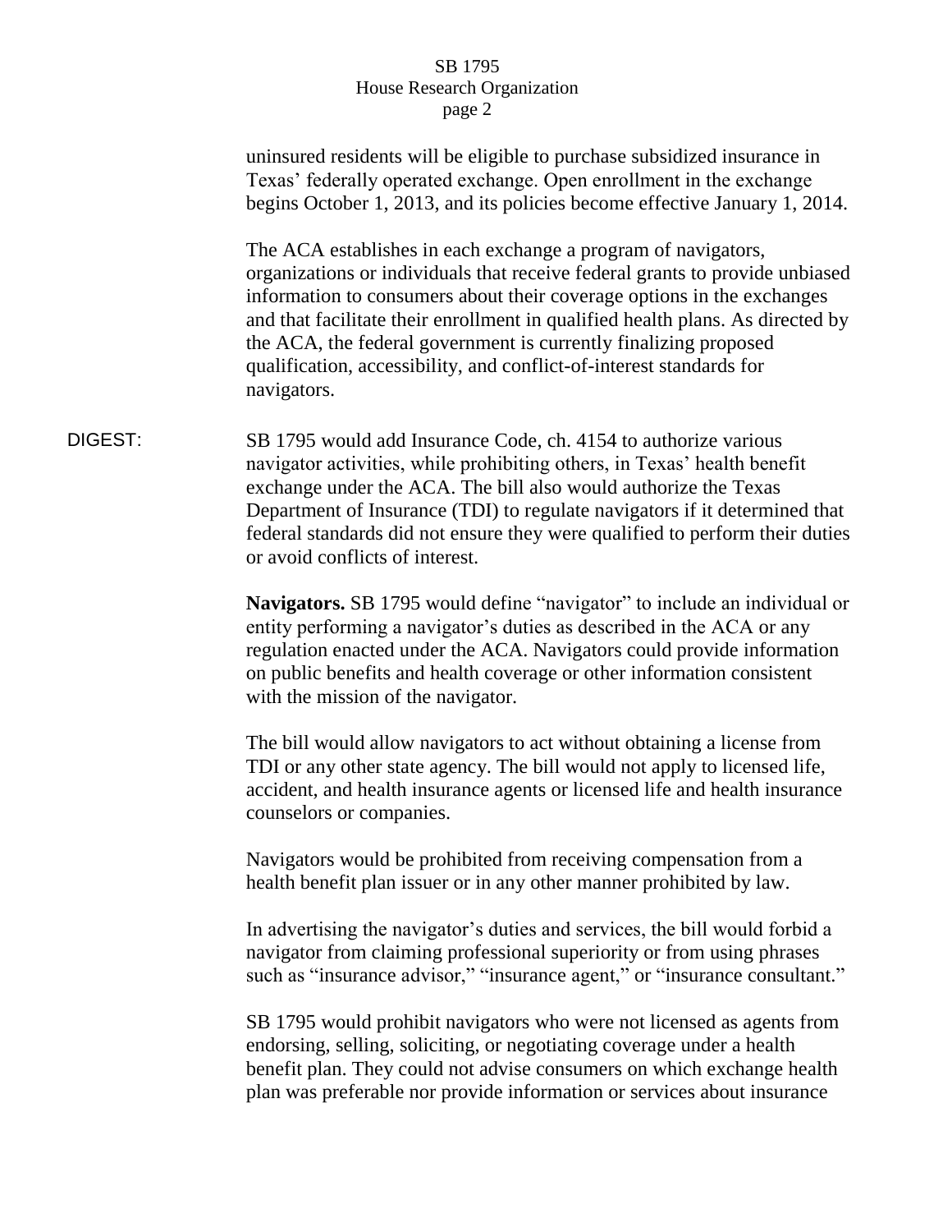uninsured residents will be eligible to purchase subsidized insurance in Texas' federally operated exchange. Open enrollment in the exchange begins October 1, 2013, and its policies become effective January 1, 2014.

The ACA establishes in each exchange a program of navigators, organizations or individuals that receive federal grants to provide unbiased information to consumers about their coverage options in the exchanges and that facilitate their enrollment in qualified health plans. As directed by the ACA, the federal government is currently finalizing proposed qualification, accessibility, and conflict-of-interest standards for navigators.

DIGEST: SB 1795 would add Insurance Code, ch. 4154 to authorize various navigator activities, while prohibiting others, in Texas' health benefit exchange under the ACA. The bill also would authorize the Texas Department of Insurance (TDI) to regulate navigators if it determined that federal standards did not ensure they were qualified to perform their duties or avoid conflicts of interest.

**Navigators.** SB 1795 would define "navigator" to include an individual or entity performing a navigator's duties as described in the ACA or any regulation enacted under the ACA. Navigators could provide information on public benefits and health coverage or other information consistent with the mission of the navigator.

The bill would allow navigators to act without obtaining a license from TDI or any other state agency. The bill would not apply to licensed life, accident, and health insurance agents or licensed life and health insurance counselors or companies.

Navigators would be prohibited from receiving compensation from a health benefit plan issuer or in any other manner prohibited by law.

In advertising the navigator's duties and services, the bill would forbid a navigator from claiming professional superiority or from using phrases such as "insurance advisor," "insurance agent," or "insurance consultant."

SB 1795 would prohibit navigators who were not licensed as agents from endorsing, selling, soliciting, or negotiating coverage under a health benefit plan. They could not advise consumers on which exchange health plan was preferable nor provide information or services about insurance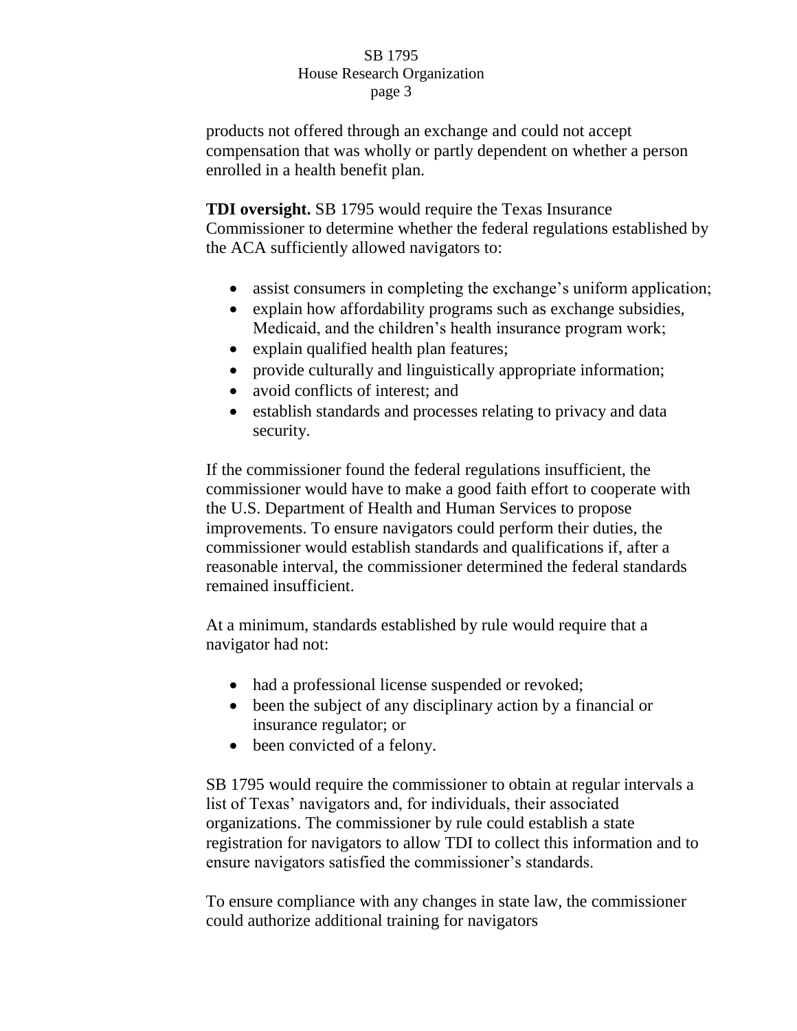products not offered through an exchange and could not accept compensation that was wholly or partly dependent on whether a person enrolled in a health benefit plan.

**TDI oversight.** SB 1795 would require the Texas Insurance Commissioner to determine whether the federal regulations established by the ACA sufficiently allowed navigators to:

- assist consumers in completing the exchange's uniform application;
- explain how affordability programs such as exchange subsidies, Medicaid, and the children's health insurance program work;
- explain qualified health plan features;
- provide culturally and linguistically appropriate information;
- avoid conflicts of interest; and
- establish standards and processes relating to privacy and data security.

If the commissioner found the federal regulations insufficient, the commissioner would have to make a good faith effort to cooperate with the U.S. Department of Health and Human Services to propose improvements. To ensure navigators could perform their duties, the commissioner would establish standards and qualifications if, after a reasonable interval, the commissioner determined the federal standards remained insufficient.

At a minimum, standards established by rule would require that a navigator had not:

- had a professional license suspended or revoked;
- been the subject of any disciplinary action by a financial or insurance regulator; or
- been convicted of a felony.

SB 1795 would require the commissioner to obtain at regular intervals a list of Texas' navigators and, for individuals, their associated organizations. The commissioner by rule could establish a state registration for navigators to allow TDI to collect this information and to ensure navigators satisfied the commissioner's standards.

To ensure compliance with any changes in state law, the commissioner could authorize additional training for navigators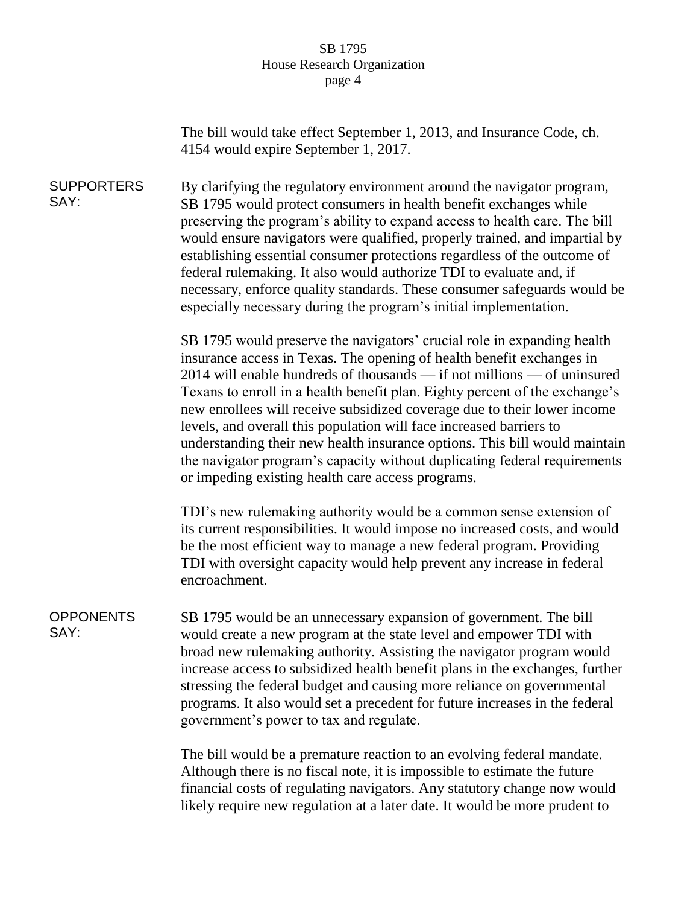The bill would take effect September 1, 2013, and Insurance Code, ch. 4154 would expire September 1, 2017.

**SUPPORTERS SAY:**

By clarifying the regulatory environment around the navigator program, SB 1795 would protect consumers in health benefit exchanges while preserving the program's ability to expand access to health care. The bill would ensure navigators were qualified, properly trained, and impartial by establishing essential consumer protections regardless of the outcome of federal rulemaking. It also would authorize TDI to evaluate and, if necessary, enforce quality standards. These consumer safeguards would be especially necessary during the program's initial implementation.

SB 1795 would preserve the navigators' crucial role in expanding health insurance access in Texas. The opening of health benefit exchanges in 2014 will enable hundreds of thousands — if not millions — of uninsured Texans to enroll in a health benefit plan. Eighty percent of the exchange's new enrollees will receive subsidized coverage due to their lower income levels, and overall this population will face increased barriers to understanding their new health insurance options. This bill would maintain the navigator program's capacity without duplicating federal requirements or impeding existing health care access programs.

TDI's new rulemaking authority would be a common sense extension of its current responsibilities. It would impose no increased costs, and would be the most efficient way to manage a new federal program. Providing TDI with oversight capacity would help prevent any increase in federal encroachment.

**OPPONENTS SAY:**

SB 1795 would be an unnecessary expansion of government. The bill would create a new program at the state level and empower TDI with broad new rulemaking authority. Assisting the navigator program would increase access to subsidized health benefit plans in the exchanges, further stressing the federal budget and causing more reliance on governmental programs. It also would set a precedent for future increases in the federal government's power to tax and regulate.

The bill would be a premature reaction to an evolving federal mandate. Although there is no fiscal note, it is impossible to estimate the future financial costs of regulating navigators. Any statutory change now would likely require new regulation at a later date. It would be more prudent to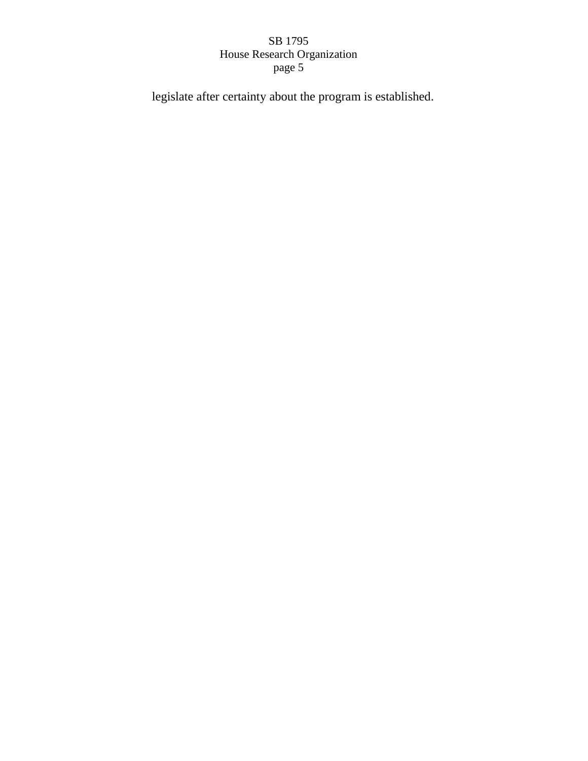legislate after certainty about the program is established.